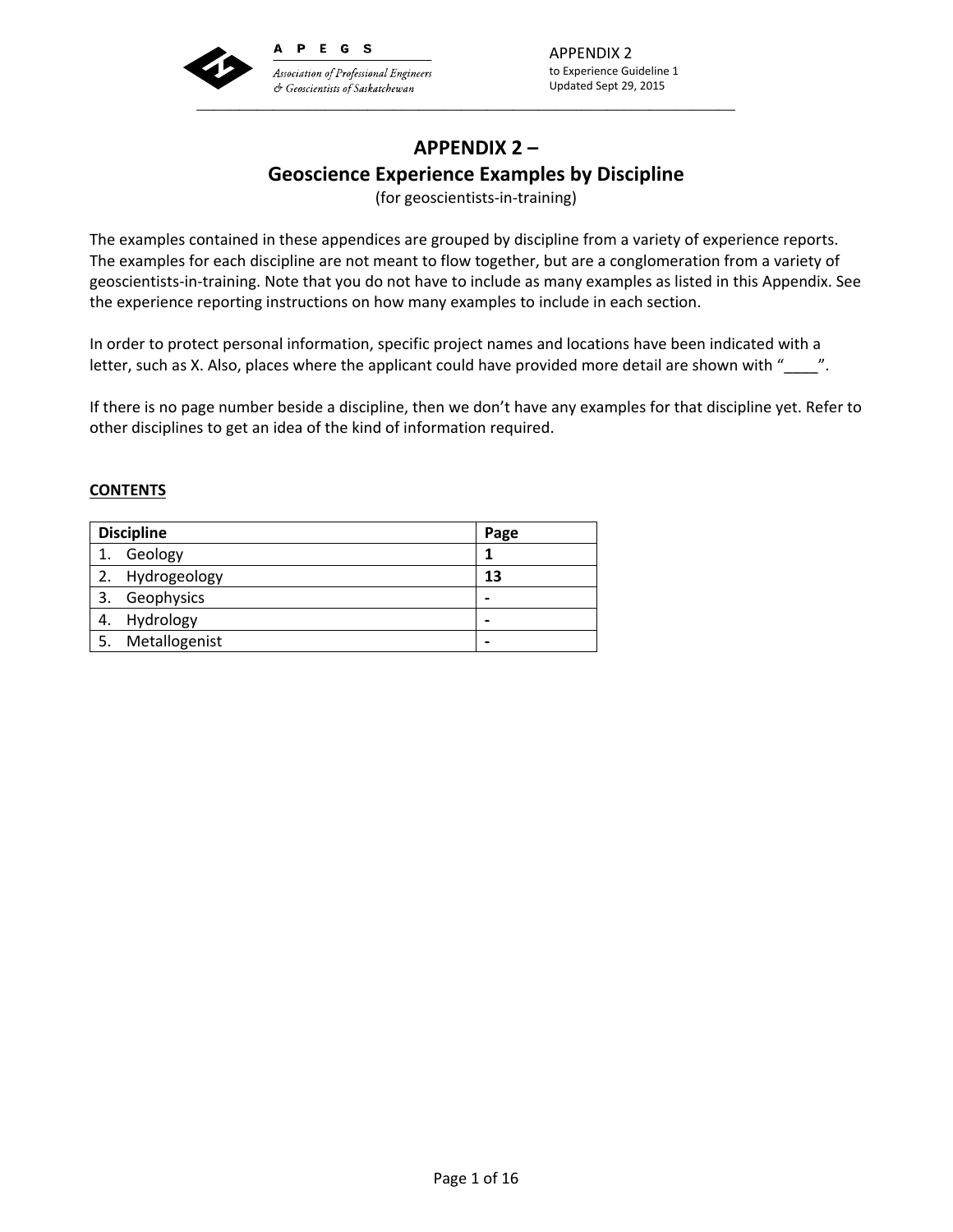# APPENDIX 2 – Geoscience Experience Examples by Discipline

(for geoscientists-in-training)

The examples contained in these appendices are grouped by discipline from a variety of experience reports. The examples for each discipline are not meant to flow together, but are a conglomeration from a variety of geoscientists-in-training. Note that you do not have to include as many examples as listed in this Appendix. See the experience reporting instructions on how many examples to include in each section.

In order to protect personal information, specific project names and locations have been indicated with a letter, such as X. Also, places where the applicant could have provided more detail are shown with "____".

If there is no page number beside a discipline, then we don't have any examples for that discipline yet. Refer to other disciplines to get an idea of the kind of information required.

**CONTENTS**

| Discipline | Page |
|---|---|
| 1. Geology | **1** |
| 2. Hydrogeology | **13** |
| 3. Geophysics | **-** |
| 4. Hydrology | **-** |
| 5. Metallogenist | **-** |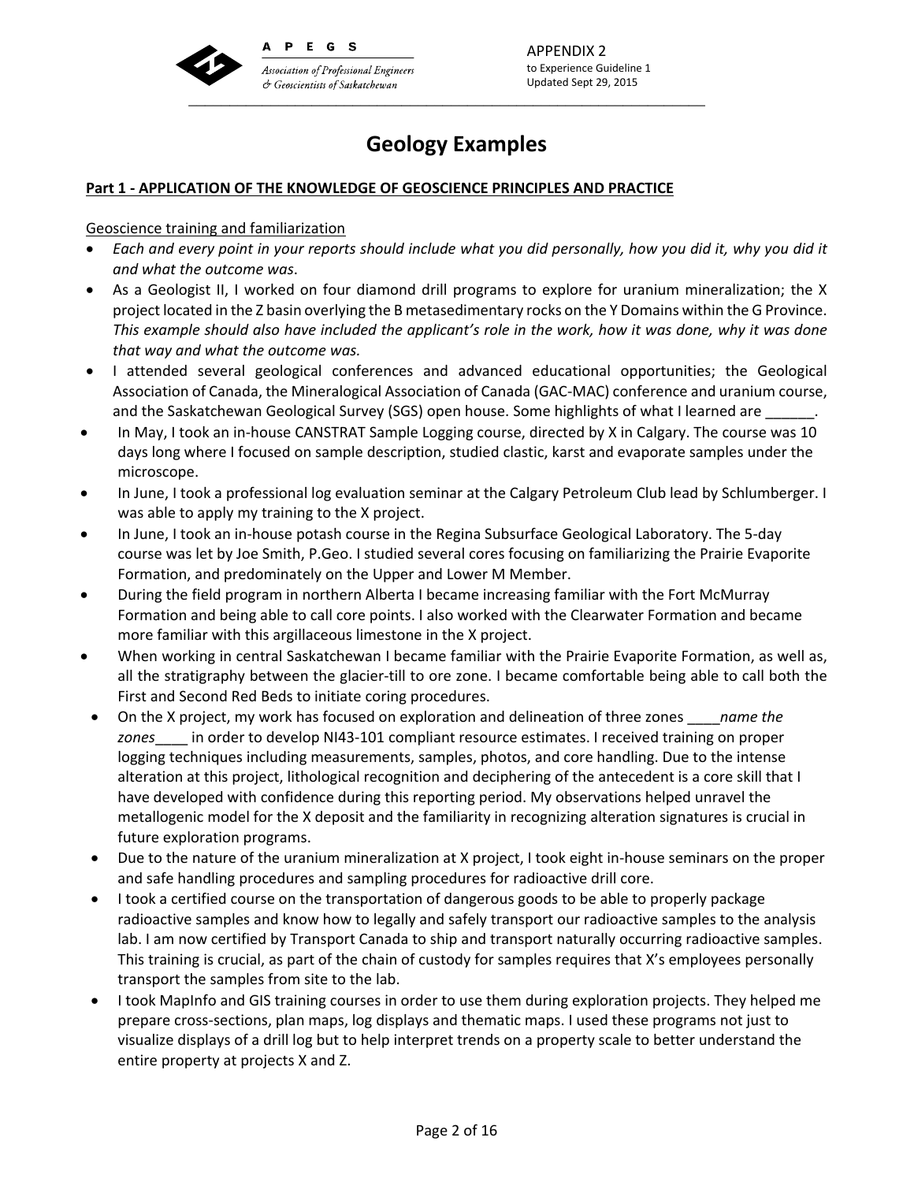# Geology Examples

**Part 1 - APPLICATION OF THE KNOWLEDGE OF GEOSCIENCE PRINCIPLES AND PRACTICE**

Geoscience training and familiarization

- *Each and every point in your reports should include what you did personally, how you did it, why you did it and what the outcome was*.
- As a Geologist II, I worked on four diamond drill programs to explore for uranium mineralization; the X project located in the Z basin overlying the B metasedimentary rocks on the Y Domains within the G Province. *This example should also have included the applicant's role in the work, how it was done, why it was done that way and what the outcome was.*
- I attended several geological conferences and advanced educational opportunities; the Geological Association of Canada, the Mineralogical Association of Canada (GAC-MAC) conference and uranium course, and the Saskatchewan Geological Survey (SGS) open house. Some highlights of what I learned are ______.
- In May, I took an in-house CANSTRAT Sample Logging course, directed by X in Calgary. The course was 10 days long where I focused on sample description, studied clastic, karst and evaporate samples under the microscope.
- In June, I took a professional log evaluation seminar at the Calgary Petroleum Club lead by Schlumberger. I was able to apply my training to the X project.
- In June, I took an in-house potash course in the Regina Subsurface Geological Laboratory. The 5-day course was let by Joe Smith, P.Geo. I studied several cores focusing on familiarizing the Prairie Evaporite Formation, and predominately on the Upper and Lower M Member.
- During the field program in northern Alberta I became increasing familiar with the Fort McMurray Formation and being able to call core points. I also worked with the Clearwater Formation and became more familiar with this argillaceous limestone in the X project.
- When working in central Saskatchewan I became familiar with the Prairie Evaporite Formation, as well as, all the stratigraphy between the glacier-till to ore zone. I became comfortable being able to call both the First and Second Red Beds to initiate coring procedures.
- On the X project, my work has focused on exploration and delineation of three zones ____*name the zones*____ in order to develop NI43-101 compliant resource estimates. I received training on proper logging techniques including measurements, samples, photos, and core handling. Due to the intense alteration at this project, lithological recognition and deciphering of the antecedent is a core skill that I have developed with confidence during this reporting period. My observations helped unravel the metallogenic model for the X deposit and the familiarity in recognizing alteration signatures is crucial in future exploration programs.
- Due to the nature of the uranium mineralization at X project, I took eight in-house seminars on the proper and safe handling procedures and sampling procedures for radioactive drill core.
- I took a certified course on the transportation of dangerous goods to be able to properly package radioactive samples and know how to legally and safely transport our radioactive samples to the analysis lab. I am now certified by Transport Canada to ship and transport naturally occurring radioactive samples. This training is crucial, as part of the chain of custody for samples requires that X's employees personally transport the samples from site to the lab.
- I took MapInfo and GIS training courses in order to use them during exploration projects. They helped me prepare cross-sections, plan maps, log displays and thematic maps. I used these programs not just to visualize displays of a drill log but to help interpret trends on a property scale to better understand the entire property at projects X and Z.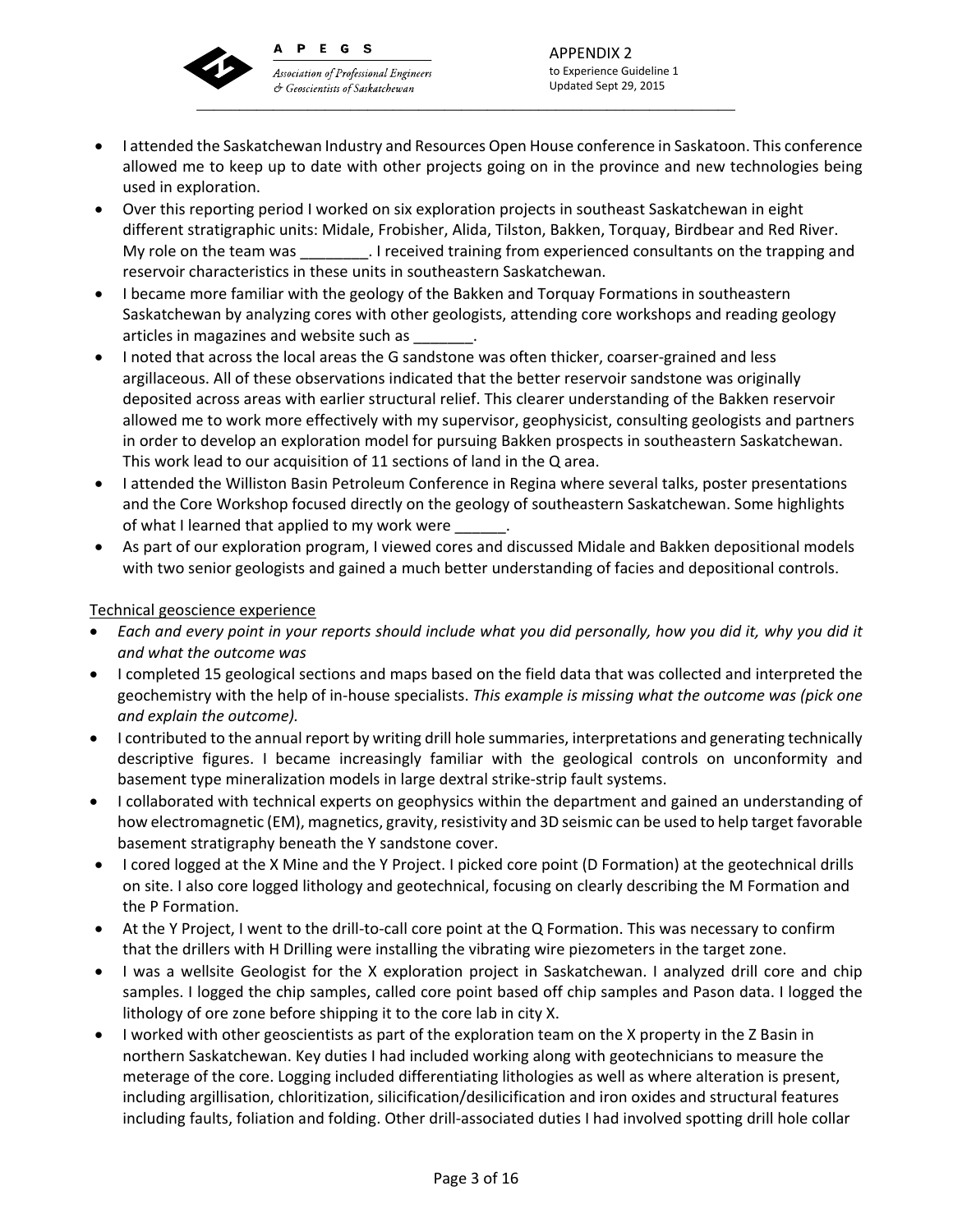- I attended the Saskatchewan Industry and Resources Open House conference in Saskatoon. This conference allowed me to keep up to date with other projects going on in the province and new technologies being used in exploration.
- Over this reporting period I worked on six exploration projects in southeast Saskatchewan in eight different stratigraphic units: Midale, Frobisher, Alida, Tilston, Bakken, Torquay, Birdbear and Red River. My role on the team was ________. I received training from experienced consultants on the trapping and reservoir characteristics in these units in southeastern Saskatchewan.
- I became more familiar with the geology of the Bakken and Torquay Formations in southeastern Saskatchewan by analyzing cores with other geologists, attending core workshops and reading geology articles in magazines and website such as _______.
- I noted that across the local areas the G sandstone was often thicker, coarser-grained and less argillaceous. All of these observations indicated that the better reservoir sandstone was originally deposited across areas with earlier structural relief. This clearer understanding of the Bakken reservoir allowed me to work more effectively with my supervisor, geophysicist, consulting geologists and partners in order to develop an exploration model for pursuing Bakken prospects in southeastern Saskatchewan. This work lead to our acquisition of 11 sections of land in the Q area.
- I attended the Williston Basin Petroleum Conference in Regina where several talks, poster presentations and the Core Workshop focused directly on the geology of southeastern Saskatchewan. Some highlights of what I learned that applied to my work were ______.
- As part of our exploration program, I viewed cores and discussed Midale and Bakken depositional models with two senior geologists and gained a much better understanding of facies and depositional controls.

Technical geoscience experience

- *Each and every point in your reports should include what you did personally, how you did it, why you did it and what the outcome was*
- I completed 15 geological sections and maps based on the field data that was collected and interpreted the geochemistry with the help of in-house specialists. *This example is missing what the outcome was (pick one and explain the outcome).*
- I contributed to the annual report by writing drill hole summaries, interpretations and generating technically descriptive figures. I became increasingly familiar with the geological controls on unconformity and basement type mineralization models in large dextral strike-strip fault systems.
- I collaborated with technical experts on geophysics within the department and gained an understanding of how electromagnetic (EM), magnetics, gravity, resistivity and 3D seismic can be used to help target favorable basement stratigraphy beneath the Y sandstone cover.
- I cored logged at the X Mine and the Y Project. I picked core point (D Formation) at the geotechnical drills on site. I also core logged lithology and geotechnical, focusing on clearly describing the M Formation and the P Formation.
- At the Y Project, I went to the drill-to-call core point at the Q Formation. This was necessary to confirm that the drillers with H Drilling were installing the vibrating wire piezometers in the target zone.
- I was a wellsite Geologist for the X exploration project in Saskatchewan. I analyzed drill core and chip samples. I logged the chip samples, called core point based off chip samples and Pason data. I logged the lithology of ore zone before shipping it to the core lab in city X.
- I worked with other geoscientists as part of the exploration team on the X property in the Z Basin in northern Saskatchewan. Key duties I had included working along with geotechnicians to measure the meterage of the core. Logging included differentiating lithologies as well as where alteration is present, including argillisation, chloritization, silicification/desilicification and iron oxides and structural features including faults, foliation and folding. Other drill-associated duties I had involved spotting drill hole collar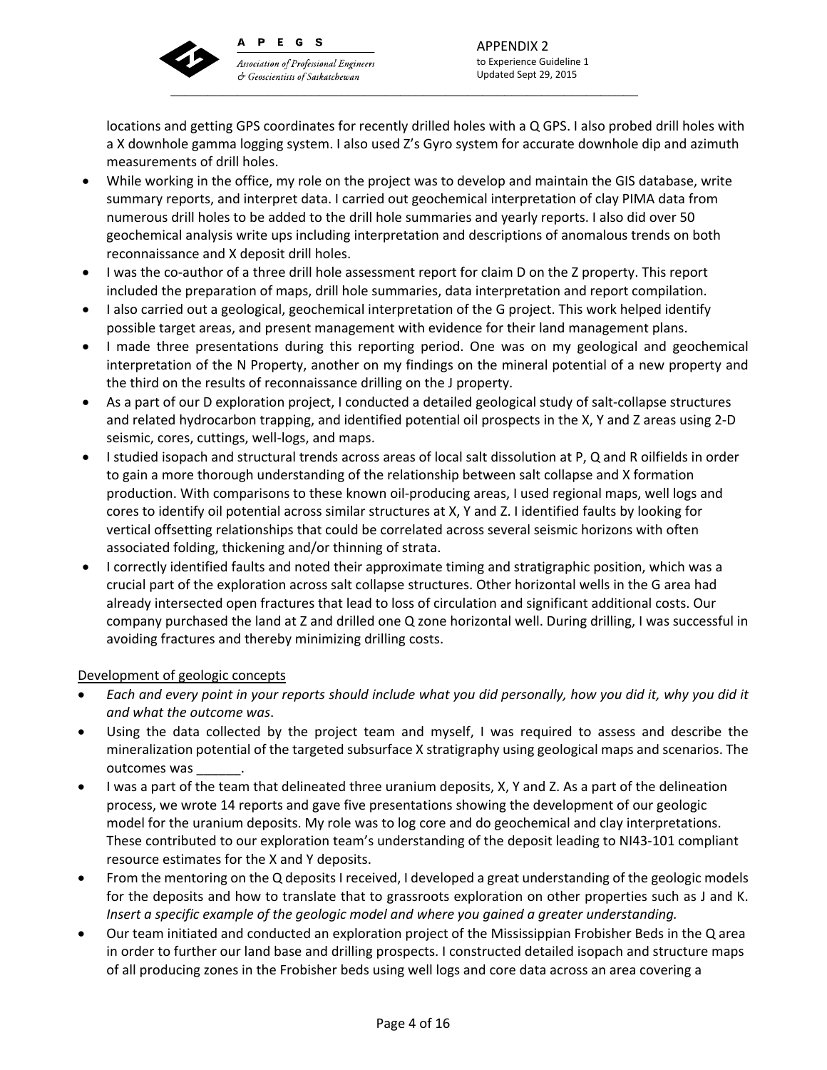locations and getting GPS coordinates for recently drilled holes with a Q GPS. I also probed drill holes with a X downhole gamma logging system. I also used Z's Gyro system for accurate downhole dip and azimuth measurements of drill holes.

- While working in the office, my role on the project was to develop and maintain the GIS database, write summary reports, and interpret data. I carried out geochemical interpretation of clay PIMA data from numerous drill holes to be added to the drill hole summaries and yearly reports. I also did over 50 geochemical analysis write ups including interpretation and descriptions of anomalous trends on both reconnaissance and X deposit drill holes.
- I was the co-author of a three drill hole assessment report for claim D on the Z property. This report included the preparation of maps, drill hole summaries, data interpretation and report compilation.
- I also carried out a geological, geochemical interpretation of the G project. This work helped identify possible target areas, and present management with evidence for their land management plans.
- I made three presentations during this reporting period. One was on my geological and geochemical interpretation of the N Property, another on my findings on the mineral potential of a new property and the third on the results of reconnaissance drilling on the J property.
- As a part of our D exploration project, I conducted a detailed geological study of salt-collapse structures and related hydrocarbon trapping, and identified potential oil prospects in the X, Y and Z areas using 2-D seismic, cores, cuttings, well-logs, and maps.
- I studied isopach and structural trends across areas of local salt dissolution at P, Q and R oilfields in order to gain a more thorough understanding of the relationship between salt collapse and X formation production. With comparisons to these known oil-producing areas, I used regional maps, well logs and cores to identify oil potential across similar structures at X, Y and Z. I identified faults by looking for vertical offsetting relationships that could be correlated across several seismic horizons with often associated folding, thickening and/or thinning of strata.
- I correctly identified faults and noted their approximate timing and stratigraphic position, which was a crucial part of the exploration across salt collapse structures. Other horizontal wells in the G area had already intersected open fractures that lead to loss of circulation and significant additional costs. Our company purchased the land at Z and drilled one Q zone horizontal well. During drilling, I was successful in avoiding fractures and thereby minimizing drilling costs.

<u>Development of geologic concepts</u>

- *Each and every point in your reports should include what you did personally, how you did it, why you did it and what the outcome was*.
- Using the data collected by the project team and myself, I was required to assess and describe the mineralization potential of the targeted subsurface X stratigraphy using geological maps and scenarios. The outcomes was ______.
- I was a part of the team that delineated three uranium deposits, X, Y and Z. As a part of the delineation process, we wrote 14 reports and gave five presentations showing the development of our geologic model for the uranium deposits. My role was to log core and do geochemical and clay interpretations. These contributed to our exploration team's understanding of the deposit leading to NI43-101 compliant resource estimates for the X and Y deposits.
- From the mentoring on the Q deposits I received, I developed a great understanding of the geologic models for the deposits and how to translate that to grassroots exploration on other properties such as J and K. *Insert a specific example of the geologic model and where you gained a greater understanding.*
- Our team initiated and conducted an exploration project of the Mississippian Frobisher Beds in the Q area in order to further our land base and drilling prospects. I constructed detailed isopach and structure maps of all producing zones in the Frobisher beds using well logs and core data across an area covering a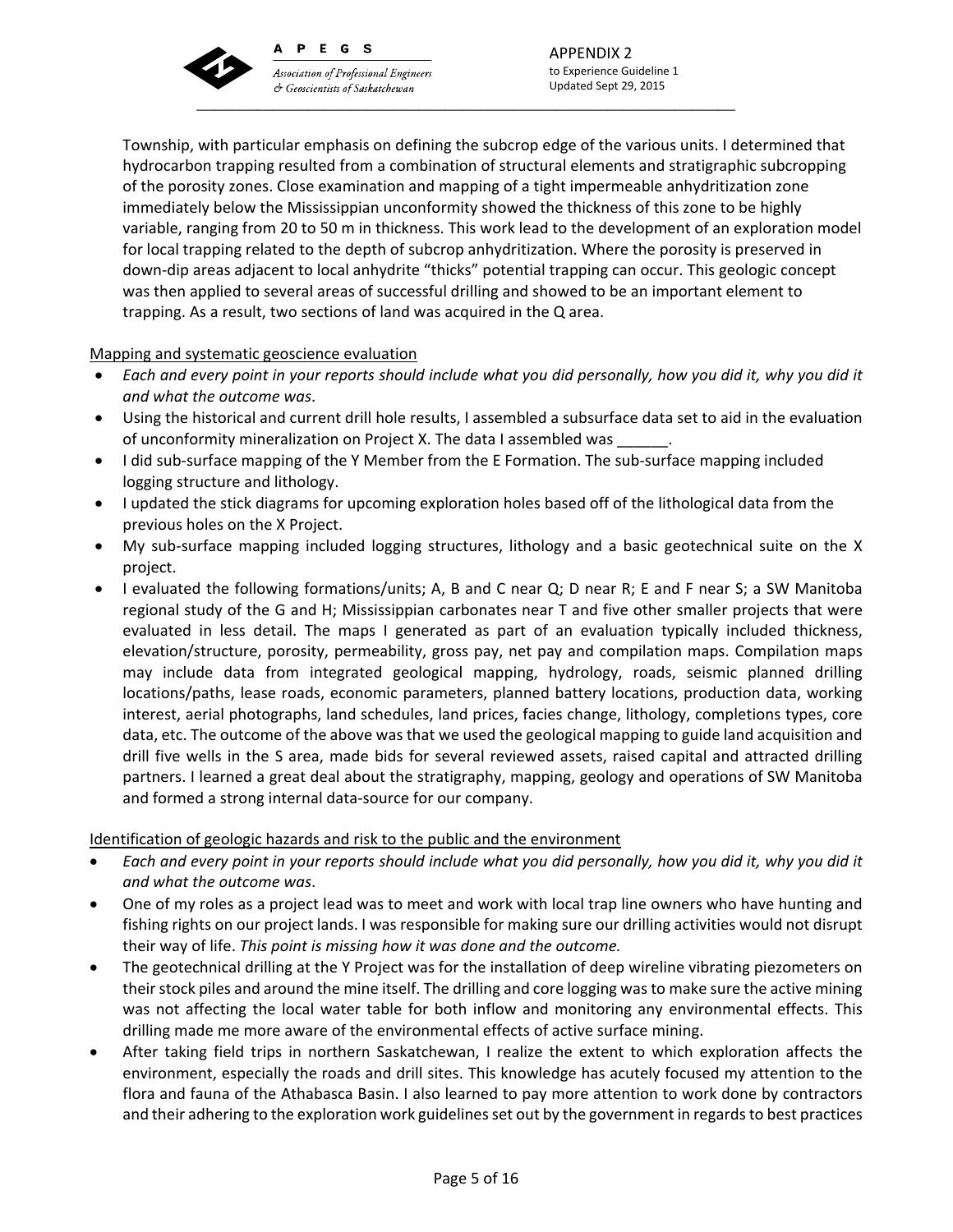Township, with particular emphasis on defining the subcrop edge of the various units. I determined that hydrocarbon trapping resulted from a combination of structural elements and stratigraphic subcropping of the porosity zones. Close examination and mapping of a tight impermeable anhydritization zone immediately below the Mississippian unconformity showed the thickness of this zone to be highly variable, ranging from 20 to 50 m in thickness. This work lead to the development of an exploration model for local trapping related to the depth of subcrop anhydritization. Where the porosity is preserved in down-dip areas adjacent to local anhydrite "thicks" potential trapping can occur. This geologic concept was then applied to several areas of successful drilling and showed to be an important element to trapping. As a result, two sections of land was acquired in the Q area.

<u>Mapping and systematic geoscience evaluation</u>

- *Each and every point in your reports should include what you did personally, how you did it, why you did it and what the outcome was*.
- Using the historical and current drill hole results, I assembled a subsurface data set to aid in the evaluation of unconformity mineralization on Project X. The data I assembled was ______.
- I did sub-surface mapping of the Y Member from the E Formation. The sub-surface mapping included logging structure and lithology.
- I updated the stick diagrams for upcoming exploration holes based off of the lithological data from the previous holes on the X Project.
- My sub-surface mapping included logging structures, lithology and a basic geotechnical suite on the X project.
- I evaluated the following formations/units; A, B and C near Q; D near R; E and F near S; a SW Manitoba regional study of the G and H; Mississippian carbonates near T and five other smaller projects that were evaluated in less detail. The maps I generated as part of an evaluation typically included thickness, elevation/structure, porosity, permeability, gross pay, net pay and compilation maps. Compilation maps may include data from integrated geological mapping, hydrology, roads, seismic planned drilling locations/paths, lease roads, economic parameters, planned battery locations, production data, working interest, aerial photographs, land schedules, land prices, facies change, lithology, completions types, core data, etc. The outcome of the above was that we used the geological mapping to guide land acquisition and drill five wells in the S area, made bids for several reviewed assets, raised capital and attracted drilling partners. I learned a great deal about the stratigraphy, mapping, geology and operations of SW Manitoba and formed a strong internal data-source for our company.

<u>Identification of geologic hazards and risk to the public and the environment</u>

- *Each and every point in your reports should include what you did personally, how you did it, why you did it and what the outcome was*.
- One of my roles as a project lead was to meet and work with local trap line owners who have hunting and fishing rights on our project lands. I was responsible for making sure our drilling activities would not disrupt their way of life. *This point is missing how it was done and the outcome.*
- The geotechnical drilling at the Y Project was for the installation of deep wireline vibrating piezometers on their stock piles and around the mine itself. The drilling and core logging was to make sure the active mining was not affecting the local water table for both inflow and monitoring any environmental effects. This drilling made me more aware of the environmental effects of active surface mining.
- After taking field trips in northern Saskatchewan, I realize the extent to which exploration affects the environment, especially the roads and drill sites. This knowledge has acutely focused my attention to the flora and fauna of the Athabasca Basin. I also learned to pay more attention to work done by contractors and their adhering to the exploration work guidelines set out by the government in regards to best practices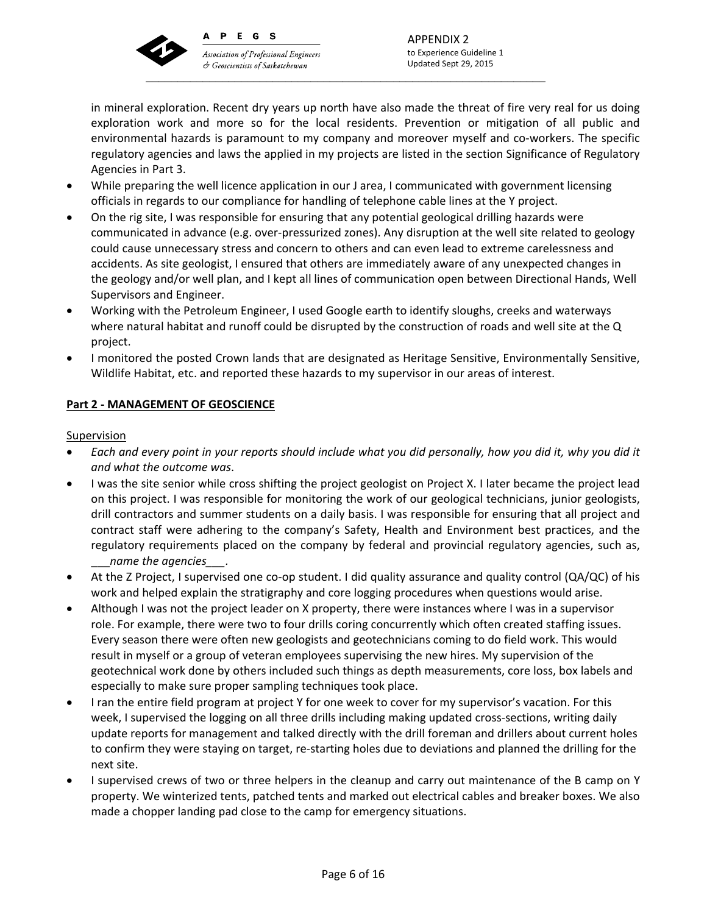in mineral exploration. Recent dry years up north have also made the threat of fire very real for us doing exploration work and more so for the local residents. Prevention or mitigation of all public and environmental hazards is paramount to my company and moreover myself and co-workers. The specific regulatory agencies and laws the applied in my projects are listed in the section Significance of Regulatory Agencies in Part 3.

- While preparing the well licence application in our J area, I communicated with government licensing officials in regards to our compliance for handling of telephone cable lines at the Y project.
- On the rig site, I was responsible for ensuring that any potential geological drilling hazards were communicated in advance (e.g. over-pressurized zones). Any disruption at the well site related to geology could cause unnecessary stress and concern to others and can even lead to extreme carelessness and accidents. As site geologist, I ensured that others are immediately aware of any unexpected changes in the geology and/or well plan, and I kept all lines of communication open between Directional Hands, Well Supervisors and Engineer.
- Working with the Petroleum Engineer, I used Google earth to identify sloughs, creeks and waterways where natural habitat and runoff could be disrupted by the construction of roads and well site at the Q project.
- I monitored the posted Crown lands that are designated as Heritage Sensitive, Environmentally Sensitive, Wildlife Habitat, etc. and reported these hazards to my supervisor in our areas of interest.

## Part 2 - MANAGEMENT OF GEOSCIENCE

### Supervision

- *Each and every point in your reports should include what you did personally, how you did it, why you did it and what the outcome was*.
- I was the site senior while cross shifting the project geologist on Project X. I later became the project lead on this project. I was responsible for monitoring the work of our geological technicians, junior geologists, drill contractors and summer students on a daily basis. I was responsible for ensuring that all project and contract staff were adhering to the company's Safety, Health and Environment best practices, and the regulatory requirements placed on the company by federal and provincial regulatory agencies, such as, ___*name the agencies*___.
- At the Z Project, I supervised one co-op student. I did quality assurance and quality control (QA/QC) of his work and helped explain the stratigraphy and core logging procedures when questions would arise.
- Although I was not the project leader on X property, there were instances where I was in a supervisor role. For example, there were two to four drills coring concurrently which often created staffing issues. Every season there were often new geologists and geotechnicians coming to do field work. This would result in myself or a group of veteran employees supervising the new hires. My supervision of the geotechnical work done by others included such things as depth measurements, core loss, box labels and especially to make sure proper sampling techniques took place.
- I ran the entire field program at project Y for one week to cover for my supervisor's vacation. For this week, I supervised the logging on all three drills including making updated cross-sections, writing daily update reports for management and talked directly with the drill foreman and drillers about current holes to confirm they were staying on target, re-starting holes due to deviations and planned the drilling for the next site.
- I supervised crews of two or three helpers in the cleanup and carry out maintenance of the B camp on Y property. We winterized tents, patched tents and marked out electrical cables and breaker boxes. We also made a chopper landing pad close to the camp for emergency situations.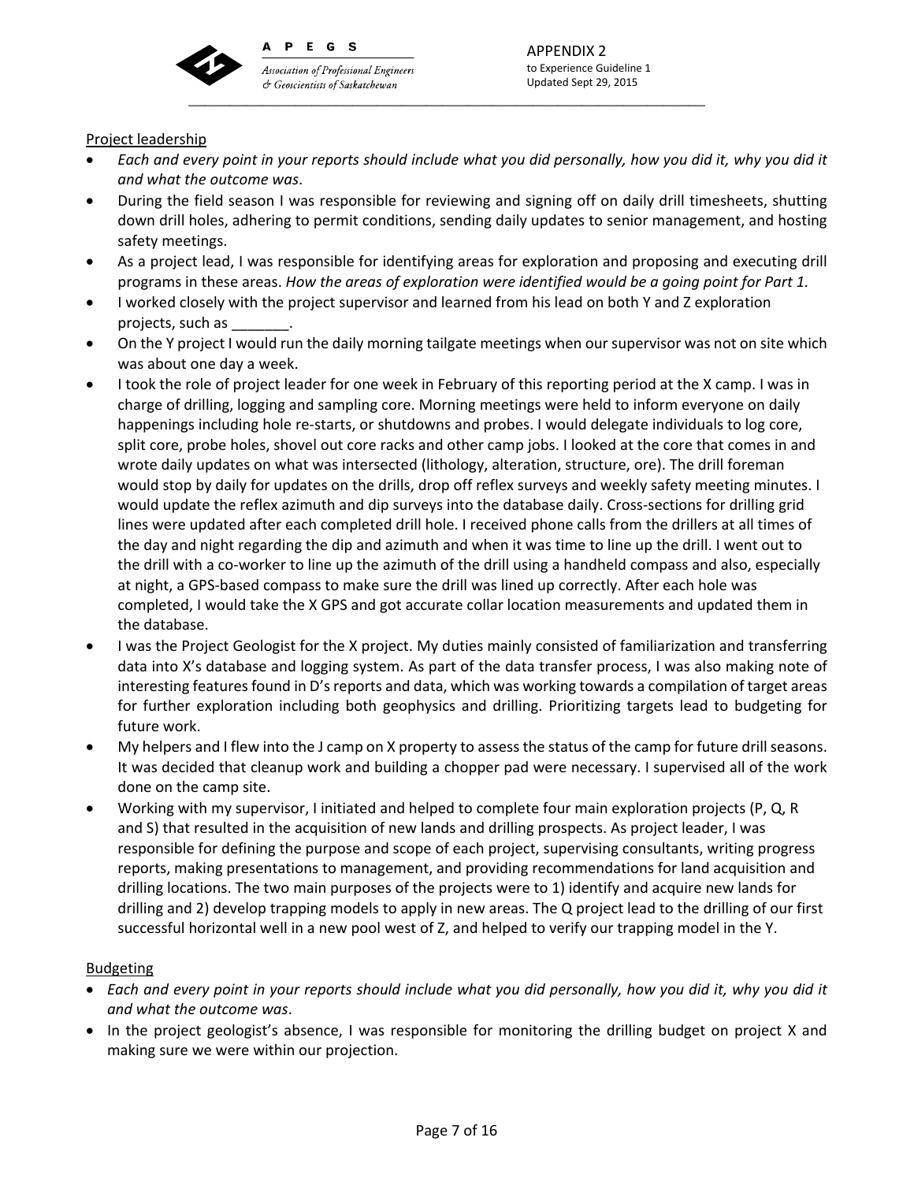Project leadership

- *Each and every point in your reports should include what you did personally, how you did it, why you did it and what the outcome was*.
- During the field season I was responsible for reviewing and signing off on daily drill timesheets, shutting down drill holes, adhering to permit conditions, sending daily updates to senior management, and hosting safety meetings.
- As a project lead, I was responsible for identifying areas for exploration and proposing and executing drill programs in these areas. *How the areas of exploration were identified would be a going point for Part 1.*
- I worked closely with the project supervisor and learned from his lead on both Y and Z exploration projects, such as _______.
- On the Y project I would run the daily morning tailgate meetings when our supervisor was not on site which was about one day a week.
- I took the role of project leader for one week in February of this reporting period at the X camp. I was in charge of drilling, logging and sampling core. Morning meetings were held to inform everyone on daily happenings including hole re-starts, or shutdowns and probes. I would delegate individuals to log core, split core, probe holes, shovel out core racks and other camp jobs. I looked at the core that comes in and wrote daily updates on what was intersected (lithology, alteration, structure, ore). The drill foreman would stop by daily for updates on the drills, drop off reflex surveys and weekly safety meeting minutes. I would update the reflex azimuth and dip surveys into the database daily. Cross-sections for drilling grid lines were updated after each completed drill hole. I received phone calls from the drillers at all times of the day and night regarding the dip and azimuth and when it was time to line up the drill. I went out to the drill with a co-worker to line up the azimuth of the drill using a handheld compass and also, especially at night, a GPS-based compass to make sure the drill was lined up correctly. After each hole was completed, I would take the X GPS and got accurate collar location measurements and updated them in the database.
- I was the Project Geologist for the X project. My duties mainly consisted of familiarization and transferring data into X's database and logging system. As part of the data transfer process, I was also making note of interesting features found in D's reports and data, which was working towards a compilation of target areas for further exploration including both geophysics and drilling. Prioritizing targets lead to budgeting for future work.
- My helpers and I flew into the J camp on X property to assess the status of the camp for future drill seasons. It was decided that cleanup work and building a chopper pad were necessary. I supervised all of the work done on the camp site.
- Working with my supervisor, I initiated and helped to complete four main exploration projects (P, Q, R and S) that resulted in the acquisition of new lands and drilling prospects. As project leader, I was responsible for defining the purpose and scope of each project, supervising consultants, writing progress reports, making presentations to management, and providing recommendations for land acquisition and drilling locations. The two main purposes of the projects were to 1) identify and acquire new lands for drilling and 2) develop trapping models to apply in new areas. The Q project lead to the drilling of our first successful horizontal well in a new pool west of Z, and helped to verify our trapping model in the Y.

Budgeting

- *Each and every point in your reports should include what you did personally, how you did it, why you did it and what the outcome was*.
- In the project geologist's absence, I was responsible for monitoring the drilling budget on project X and making sure we were within our projection.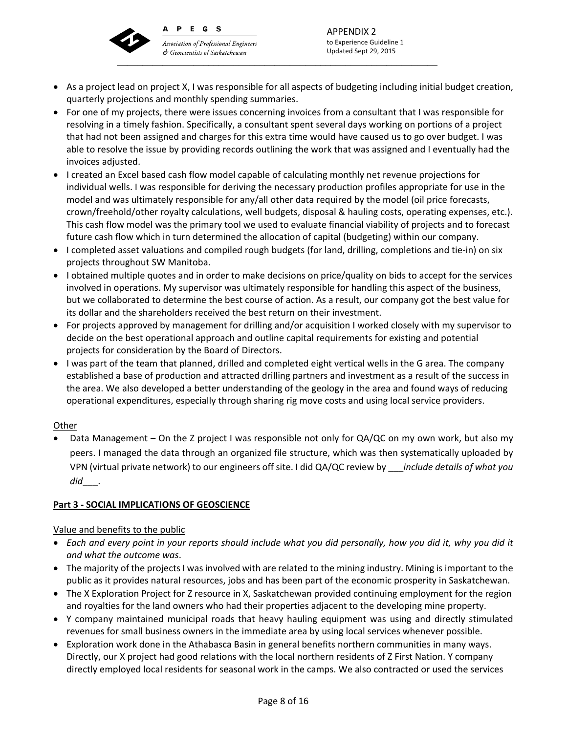- As a project lead on project X, I was responsible for all aspects of budgeting including initial budget creation, quarterly projections and monthly spending summaries.
- For one of my projects, there were issues concerning invoices from a consultant that I was responsible for resolving in a timely fashion. Specifically, a consultant spent several days working on portions of a project that had not been assigned and charges for this extra time would have caused us to go over budget. I was able to resolve the issue by providing records outlining the work that was assigned and I eventually had the invoices adjusted.
- I created an Excel based cash flow model capable of calculating monthly net revenue projections for individual wells. I was responsible for deriving the necessary production profiles appropriate for use in the model and was ultimately responsible for any/all other data required by the model (oil price forecasts, crown/freehold/other royalty calculations, well budgets, disposal & hauling costs, operating expenses, etc.). This cash flow model was the primary tool we used to evaluate financial viability of projects and to forecast future cash flow which in turn determined the allocation of capital (budgeting) within our company.
- I completed asset valuations and compiled rough budgets (for land, drilling, completions and tie-in) on six projects throughout SW Manitoba.
- I obtained multiple quotes and in order to make decisions on price/quality on bids to accept for the services involved in operations. My supervisor was ultimately responsible for handling this aspect of the business, but we collaborated to determine the best course of action. As a result, our company got the best value for its dollar and the shareholders received the best return on their investment.
- For projects approved by management for drilling and/or acquisition I worked closely with my supervisor to decide on the best operational approach and outline capital requirements for existing and potential projects for consideration by the Board of Directors.
- I was part of the team that planned, drilled and completed eight vertical wells in the G area. The company established a base of production and attracted drilling partners and investment as a result of the success in the area. We also developed a better understanding of the geology in the area and found ways of reducing operational expenditures, especially through sharing rig move costs and using local service providers.

<u>Other</u>

- Data Management – On the Z project I was responsible not only for QA/QC on my own work, but also my peers. I managed the data through an organized file structure, which was then systematically uploaded by VPN (virtual private network) to our engineers off site. I did QA/QC review by ___*include details of what you did*___.

## Part 3 - SOCIAL IMPLICATIONS OF GEOSCIENCE

<u>Value and benefits to the public</u>

- *Each and every point in your reports should include what you did personally, how you did it, why you did it and what the outcome was*.
- The majority of the projects I was involved with are related to the mining industry. Mining is important to the public as it provides natural resources, jobs and has been part of the economic prosperity in Saskatchewan.
- The X Exploration Project for Z resource in X, Saskatchewan provided continuing employment for the region and royalties for the land owners who had their properties adjacent to the developing mine property.
- Y company maintained municipal roads that heavy hauling equipment was using and directly stimulated revenues for small business owners in the immediate area by using local services whenever possible.
- Exploration work done in the Athabasca Basin in general benefits northern communities in many ways. Directly, our X project had good relations with the local northern residents of Z First Nation. Y company directly employed local residents for seasonal work in the camps. We also contracted or used the services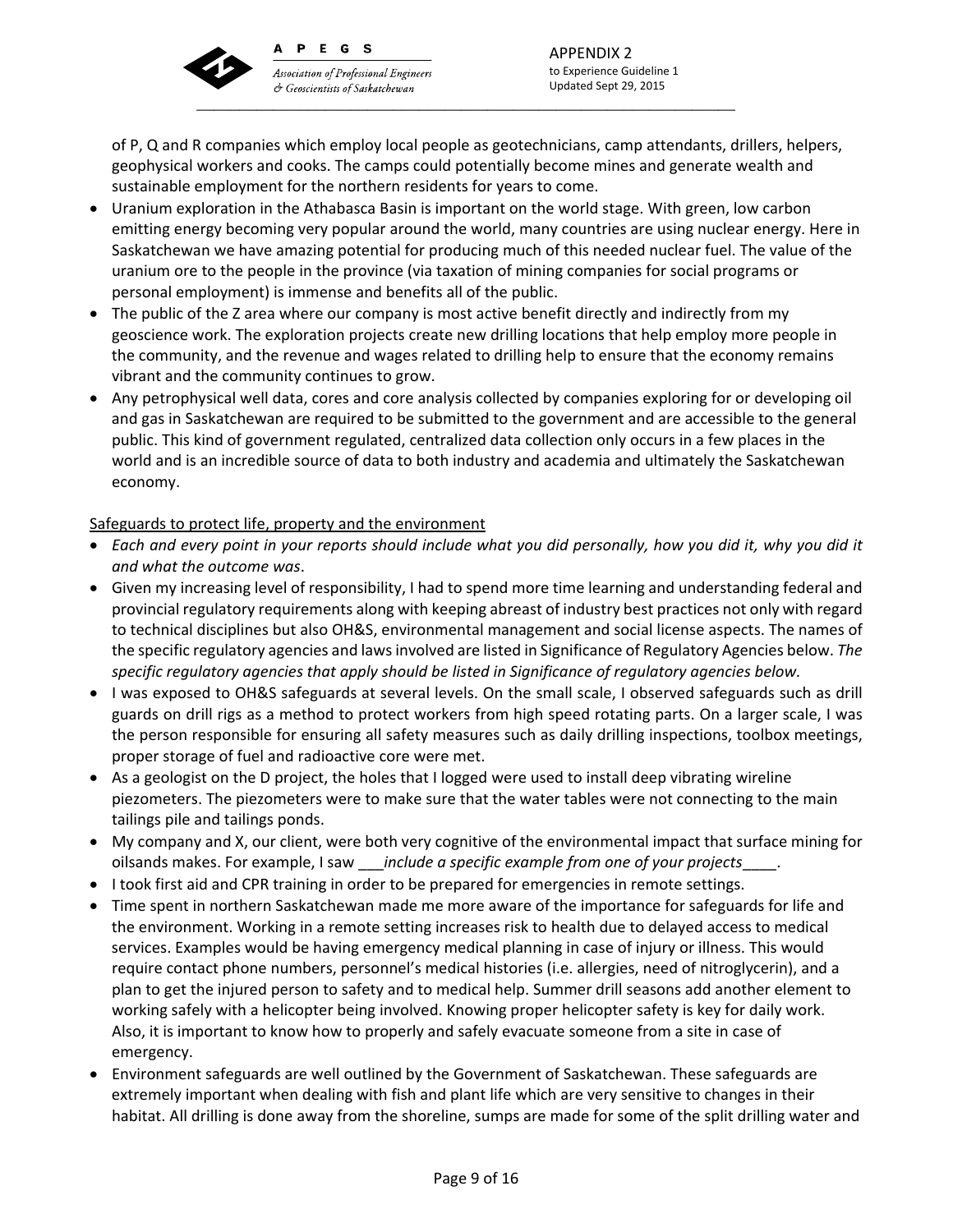of P, Q and R companies which employ local people as geotechnicians, camp attendants, drillers, helpers, geophysical workers and cooks. The camps could potentially become mines and generate wealth and sustainable employment for the northern residents for years to come.

- Uranium exploration in the Athabasca Basin is important on the world stage. With green, low carbon emitting energy becoming very popular around the world, many countries are using nuclear energy. Here in Saskatchewan we have amazing potential for producing much of this needed nuclear fuel. The value of the uranium ore to the people in the province (via taxation of mining companies for social programs or personal employment) is immense and benefits all of the public.
- The public of the Z area where our company is most active benefit directly and indirectly from my geoscience work. The exploration projects create new drilling locations that help employ more people in the community, and the revenue and wages related to drilling help to ensure that the economy remains vibrant and the community continues to grow.
- Any petrophysical well data, cores and core analysis collected by companies exploring for or developing oil and gas in Saskatchewan are required to be submitted to the government and are accessible to the general public. This kind of government regulated, centralized data collection only occurs in a few places in the world and is an incredible source of data to both industry and academia and ultimately the Saskatchewan economy.

<u>Safeguards to protect life, property and the environment</u>

- *Each and every point in your reports should include what you did personally, how you did it, why you did it and what the outcome was*.
- Given my increasing level of responsibility, I had to spend more time learning and understanding federal and provincial regulatory requirements along with keeping abreast of industry best practices not only with regard to technical disciplines but also OH&S, environmental management and social license aspects. The names of the specific regulatory agencies and laws involved are listed in Significance of Regulatory Agencies below. *The specific regulatory agencies that apply should be listed in Significance of regulatory agencies below.*
- I was exposed to OH&S safeguards at several levels. On the small scale, I observed safeguards such as drill guards on drill rigs as a method to protect workers from high speed rotating parts. On a larger scale, I was the person responsible for ensuring all safety measures such as daily drilling inspections, toolbox meetings, proper storage of fuel and radioactive core were met.
- As a geologist on the D project, the holes that I logged were used to install deep vibrating wireline piezometers. The piezometers were to make sure that the water tables were not connecting to the main tailings pile and tailings ponds.
- My company and X, our client, were both very cognitive of the environmental impact that surface mining for oilsands makes. For example, I saw ___*include a specific example from one of your projects*____.
- I took first aid and CPR training in order to be prepared for emergencies in remote settings.
- Time spent in northern Saskatchewan made me more aware of the importance for safeguards for life and the environment. Working in a remote setting increases risk to health due to delayed access to medical services. Examples would be having emergency medical planning in case of injury or illness. This would require contact phone numbers, personnel's medical histories (i.e. allergies, need of nitroglycerin), and a plan to get the injured person to safety and to medical help. Summer drill seasons add another element to working safely with a helicopter being involved. Knowing proper helicopter safety is key for daily work. Also, it is important to know how to properly and safely evacuate someone from a site in case of emergency.
- Environment safeguards are well outlined by the Government of Saskatchewan. These safeguards are extremely important when dealing with fish and plant life which are very sensitive to changes in their habitat. All drilling is done away from the shoreline, sumps are made for some of the split drilling water and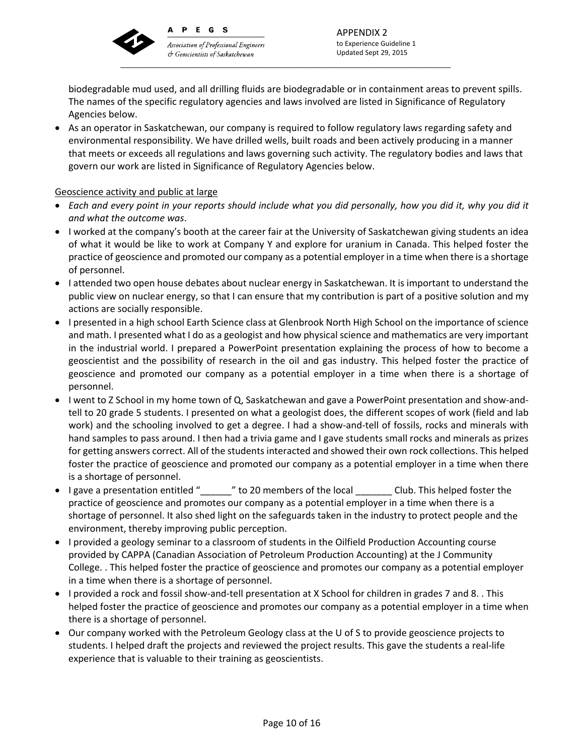biodegradable mud used, and all drilling fluids are biodegradable or in containment areas to prevent spills. The names of the specific regulatory agencies and laws involved are listed in Significance of Regulatory Agencies below.

- As an operator in Saskatchewan, our company is required to follow regulatory laws regarding safety and environmental responsibility. We have drilled wells, built roads and been actively producing in a manner that meets or exceeds all regulations and laws governing such activity. The regulatory bodies and laws that govern our work are listed in Significance of Regulatory Agencies below.

<u>Geoscience activity and public at large</u>

- *Each and every point in your reports should include what you did personally, how you did it, why you did it and what the outcome was*.
- I worked at the company's booth at the career fair at the University of Saskatchewan giving students an idea of what it would be like to work at Company Y and explore for uranium in Canada. This helped foster the practice of geoscience and promoted our company as a potential employer in a time when there is a shortage of personnel.
- I attended two open house debates about nuclear energy in Saskatchewan. It is important to understand the public view on nuclear energy, so that I can ensure that my contribution is part of a positive solution and my actions are socially responsible.
- I presented in a high school Earth Science class at Glenbrook North High School on the importance of science and math. I presented what I do as a geologist and how physical science and mathematics are very important in the industrial world. I prepared a PowerPoint presentation explaining the process of how to become a geoscientist and the possibility of research in the oil and gas industry. This helped foster the practice of geoscience and promoted our company as a potential employer in a time when there is a shortage of personnel.
- I went to Z School in my home town of Q, Saskatchewan and gave a PowerPoint presentation and show-and-tell to 20 grade 5 students. I presented on what a geologist does, the different scopes of work (field and lab work) and the schooling involved to get a degree. I had a show-and-tell of fossils, rocks and minerals with hand samples to pass around. I then had a trivia game and I gave students small rocks and minerals as prizes for getting answers correct. All of the students interacted and showed their own rock collections. This helped foster the practice of geoscience and promoted our company as a potential employer in a time when there is a shortage of personnel.
- I gave a presentation entitled "______" to 20 members of the local _______ Club. This helped foster the practice of geoscience and promotes our company as a potential employer in a time when there is a shortage of personnel. It also shed light on the safeguards taken in the industry to protect people and the environment, thereby improving public perception.
- I provided a geology seminar to a classroom of students in the Oilfield Production Accounting course provided by CAPPA (Canadian Association of Petroleum Production Accounting) at the J Community College. . This helped foster the practice of geoscience and promotes our company as a potential employer in a time when there is a shortage of personnel.
- I provided a rock and fossil show-and-tell presentation at X School for children in grades 7 and 8. . This helped foster the practice of geoscience and promotes our company as a potential employer in a time when there is a shortage of personnel.
- Our company worked with the Petroleum Geology class at the U of S to provide geoscience projects to students. I helped draft the projects and reviewed the project results. This gave the students a real-life experience that is valuable to their training as geoscientists.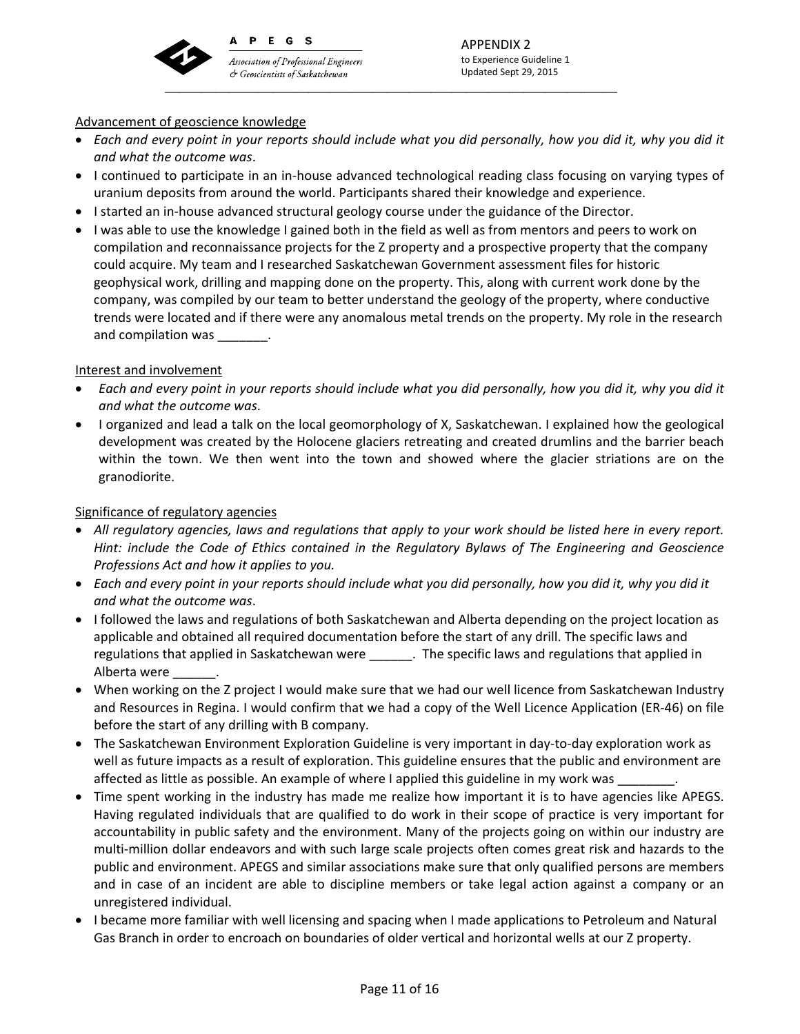Advancement of geoscience knowledge

- *Each and every point in your reports should include what you did personally, how you did it, why you did it and what the outcome was*.
- I continued to participate in an in-house advanced technological reading class focusing on varying types of uranium deposits from around the world. Participants shared their knowledge and experience.
- I started an in-house advanced structural geology course under the guidance of the Director.
- I was able to use the knowledge I gained both in the field as well as from mentors and peers to work on compilation and reconnaissance projects for the Z property and a prospective property that the company could acquire. My team and I researched Saskatchewan Government assessment files for historic geophysical work, drilling and mapping done on the property. This, along with current work done by the company, was compiled by our team to better understand the geology of the property, where conductive trends were located and if there were any anomalous metal trends on the property. My role in the research and compilation was _______.

Interest and involvement

- *Each and every point in your reports should include what you did personally, how you did it, why you did it and what the outcome was*.
- I organized and lead a talk on the local geomorphology of X, Saskatchewan. I explained how the geological development was created by the Holocene glaciers retreating and created drumlins and the barrier beach within the town. We then went into the town and showed where the glacier striations are on the granodiorite.

Significance of regulatory agencies

- *All regulatory agencies, laws and regulations that apply to your work should be listed here in every report. Hint: include the Code of Ethics contained in the Regulatory Bylaws of The Engineering and Geoscience Professions Act and how it applies to you.*
- *Each and every point in your reports should include what you did personally, how you did it, why you did it and what the outcome was*.
- I followed the laws and regulations of both Saskatchewan and Alberta depending on the project location as applicable and obtained all required documentation before the start of any drill. The specific laws and regulations that applied in Saskatchewan were ______. The specific laws and regulations that applied in Alberta were ______.
- When working on the Z project I would make sure that we had our well licence from Saskatchewan Industry and Resources in Regina. I would confirm that we had a copy of the Well Licence Application (ER-46) on file before the start of any drilling with B company.
- The Saskatchewan Environment Exploration Guideline is very important in day-to-day exploration work as well as future impacts as a result of exploration. This guideline ensures that the public and environment are affected as little as possible. An example of where I applied this guideline in my work was ________.
- Time spent working in the industry has made me realize how important it is to have agencies like APEGS. Having regulated individuals that are qualified to do work in their scope of practice is very important for accountability in public safety and the environment. Many of the projects going on within our industry are multi-million dollar endeavors and with such large scale projects often comes great risk and hazards to the public and environment. APEGS and similar associations make sure that only qualified persons are members and in case of an incident are able to discipline members or take legal action against a company or an unregistered individual.
- I became more familiar with well licensing and spacing when I made applications to Petroleum and Natural Gas Branch in order to encroach on boundaries of older vertical and horizontal wells at our Z property.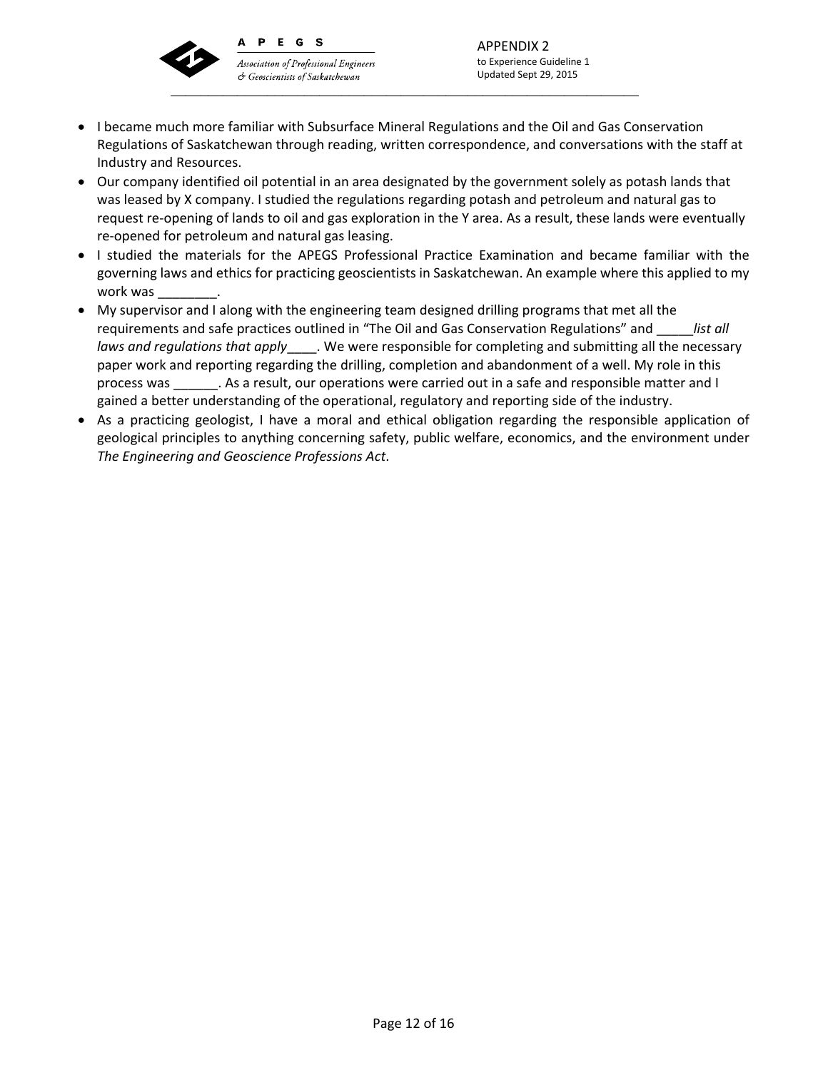- I became much more familiar with Subsurface Mineral Regulations and the Oil and Gas Conservation Regulations of Saskatchewan through reading, written correspondence, and conversations with the staff at Industry and Resources.
- Our company identified oil potential in an area designated by the government solely as potash lands that was leased by X company. I studied the regulations regarding potash and petroleum and natural gas to request re-opening of lands to oil and gas exploration in the Y area. As a result, these lands were eventually re-opened for petroleum and natural gas leasing.
- I studied the materials for the APEGS Professional Practice Examination and became familiar with the governing laws and ethics for practicing geoscientists in Saskatchewan. An example where this applied to my work was ________.
- My supervisor and I along with the engineering team designed drilling programs that met all the requirements and safe practices outlined in "The Oil and Gas Conservation Regulations" and _____*list all laws and regulations that apply*____. We were responsible for completing and submitting all the necessary paper work and reporting regarding the drilling, completion and abandonment of a well. My role in this process was ______. As a result, our operations were carried out in a safe and responsible matter and I gained a better understanding of the operational, regulatory and reporting side of the industry.
- As a practicing geologist, I have a moral and ethical obligation regarding the responsible application of geological principles to anything concerning safety, public welfare, economics, and the environment under *The Engineering and Geoscience Professions Act*.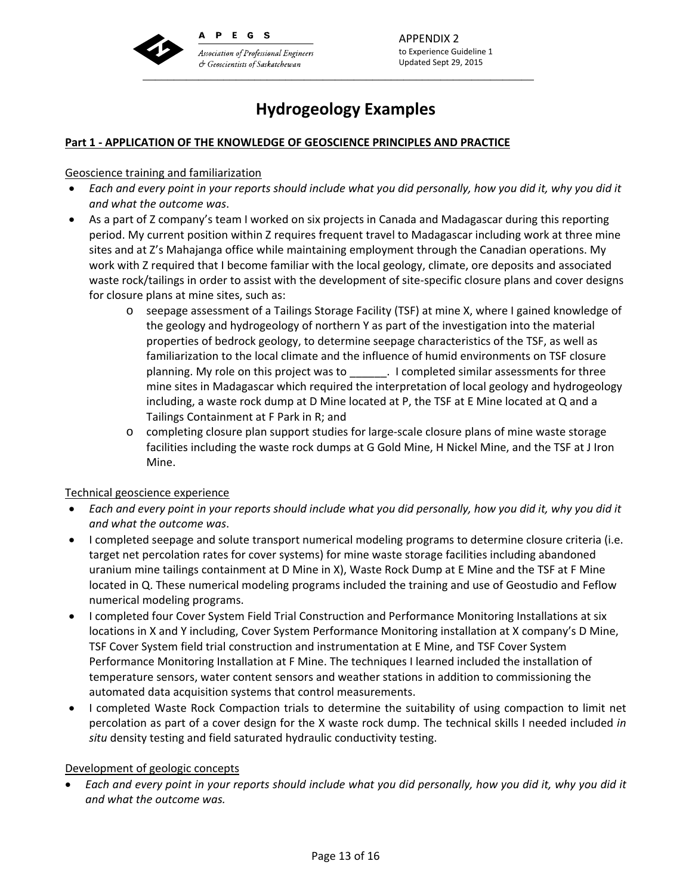# Hydrogeology Examples

**Part 1 - APPLICATION OF THE KNOWLEDGE OF GEOSCIENCE PRINCIPLES AND PRACTICE**

Geoscience training and familiarization

- *Each and every point in your reports should include what you did personally, how you did it, why you did it and what the outcome was*.
- As a part of Z company's team I worked on six projects in Canada and Madagascar during this reporting period. My current position within Z requires frequent travel to Madagascar including work at three mine sites and at Z's Mahajanga office while maintaining employment through the Canadian operations. My work with Z required that I become familiar with the local geology, climate, ore deposits and associated waste rock/tailings in order to assist with the development of site-specific closure plans and cover designs for closure plans at mine sites, such as:
    - seepage assessment of a Tailings Storage Facility (TSF) at mine X, where I gained knowledge of the geology and hydrogeology of northern Y as part of the investigation into the material properties of bedrock geology, to determine seepage characteristics of the TSF, as well as familiarization to the local climate and the influence of humid environments on TSF closure planning. My role on this project was to ______. I completed similar assessments for three mine sites in Madagascar which required the interpretation of local geology and hydrogeology including, a waste rock dump at D Mine located at P, the TSF at E Mine located at Q and a Tailings Containment at F Park in R; and
    - completing closure plan support studies for large-scale closure plans of mine waste storage facilities including the waste rock dumps at G Gold Mine, H Nickel Mine, and the TSF at J Iron Mine.

Technical geoscience experience

- *Each and every point in your reports should include what you did personally, how you did it, why you did it and what the outcome was*.
- I completed seepage and solute transport numerical modeling programs to determine closure criteria (i.e. target net percolation rates for cover systems) for mine waste storage facilities including abandoned uranium mine tailings containment at D Mine in X), Waste Rock Dump at E Mine and the TSF at F Mine located in Q. These numerical modeling programs included the training and use of Geostudio and Feflow numerical modeling programs.
- I completed four Cover System Field Trial Construction and Performance Monitoring Installations at six locations in X and Y including, Cover System Performance Monitoring installation at X company's D Mine, TSF Cover System field trial construction and instrumentation at E Mine, and TSF Cover System Performance Monitoring Installation at F Mine. The techniques I learned included the installation of temperature sensors, water content sensors and weather stations in addition to commissioning the automated data acquisition systems that control measurements.
- I completed Waste Rock Compaction trials to determine the suitability of using compaction to limit net percolation as part of a cover design for the X waste rock dump. The technical skills I needed included *in situ* density testing and field saturated hydraulic conductivity testing.

Development of geologic concepts

- *Each and every point in your reports should include what you did personally, how you did it, why you did it and what the outcome was.*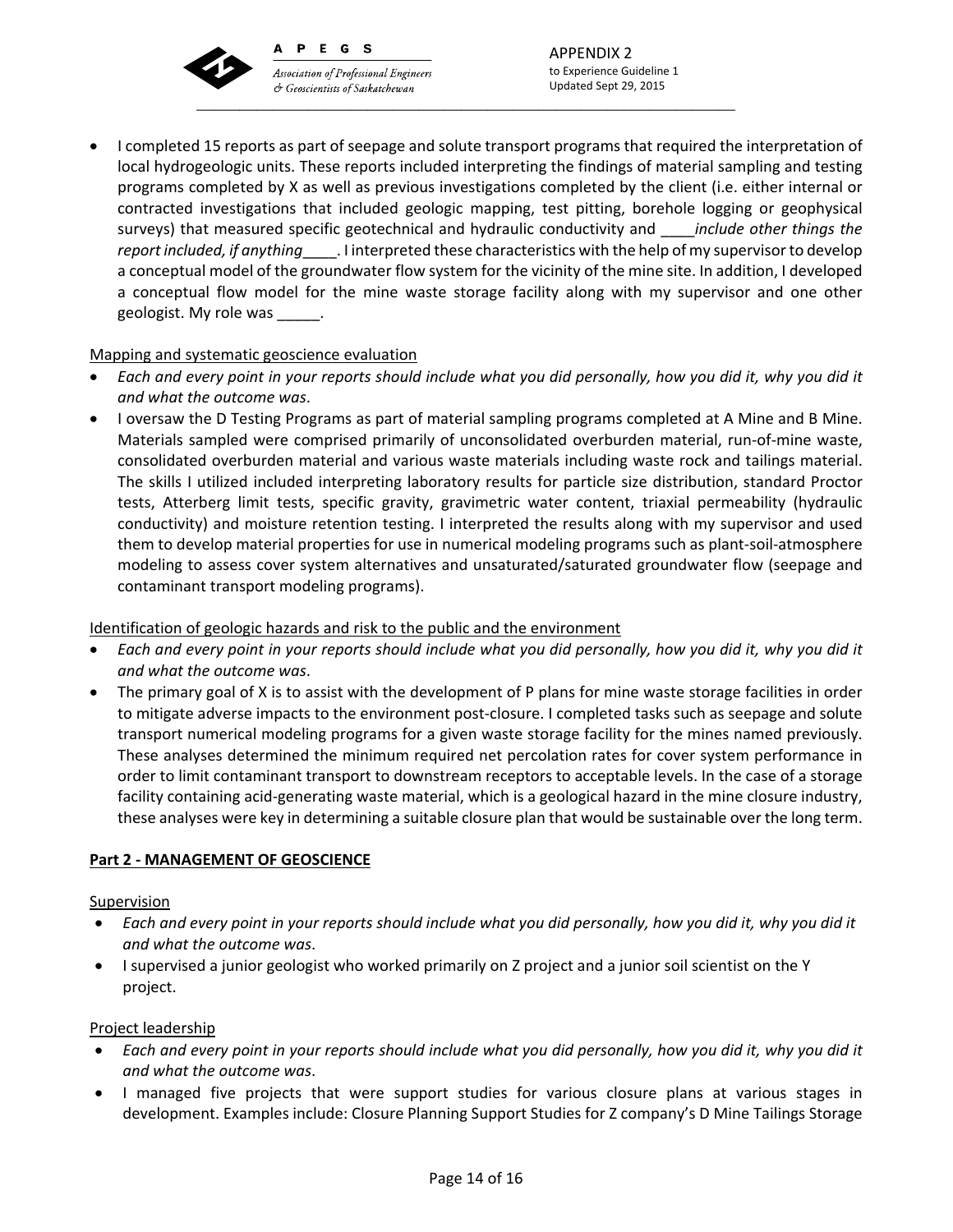- I completed 15 reports as part of seepage and solute transport programs that required the interpretation of local hydrogeologic units. These reports included interpreting the findings of material sampling and testing programs completed by X as well as previous investigations completed by the client (i.e. either internal or contracted investigations that included geologic mapping, test pitting, borehole logging or geophysical surveys) that measured specific geotechnical and hydraulic conductivity and ____*include other things the report included, if anything*____. I interpreted these characteristics with the help of my supervisor to develop a conceptual model of the groundwater flow system for the vicinity of the mine site. In addition, I developed a conceptual flow model for the mine waste storage facility along with my supervisor and one other geologist. My role was _____.

Mapping and systematic geoscience evaluation

- *Each and every point in your reports should include what you did personally, how you did it, why you did it and what the outcome was*.
- I oversaw the D Testing Programs as part of material sampling programs completed at A Mine and B Mine. Materials sampled were comprised primarily of unconsolidated overburden material, run-of-mine waste, consolidated overburden material and various waste materials including waste rock and tailings material. The skills I utilized included interpreting laboratory results for particle size distribution, standard Proctor tests, Atterberg limit tests, specific gravity, gravimetric water content, triaxial permeability (hydraulic conductivity) and moisture retention testing. I interpreted the results along with my supervisor and used them to develop material properties for use in numerical modeling programs such as plant-soil-atmosphere modeling to assess cover system alternatives and unsaturated/saturated groundwater flow (seepage and contaminant transport modeling programs).

Identification of geologic hazards and risk to the public and the environment

- *Each and every point in your reports should include what you did personally, how you did it, why you did it and what the outcome was*.
- The primary goal of X is to assist with the development of P plans for mine waste storage facilities in order to mitigate adverse impacts to the environment post-closure. I completed tasks such as seepage and solute transport numerical modeling programs for a given waste storage facility for the mines named previously. These analyses determined the minimum required net percolation rates for cover system performance in order to limit contaminant transport to downstream receptors to acceptable levels. In the case of a storage facility containing acid-generating waste material, which is a geological hazard in the mine closure industry, these analyses were key in determining a suitable closure plan that would be sustainable over the long term.

**Part 2 - MANAGEMENT OF GEOSCIENCE**

Supervision

- *Each and every point in your reports should include what you did personally, how you did it, why you did it and what the outcome was*.
- I supervised a junior geologist who worked primarily on Z project and a junior soil scientist on the Y project.

Project leadership

- *Each and every point in your reports should include what you did personally, how you did it, why you did it and what the outcome was*.
- I managed five projects that were support studies for various closure plans at various stages in development. Examples include: Closure Planning Support Studies for Z company's D Mine Tailings Storage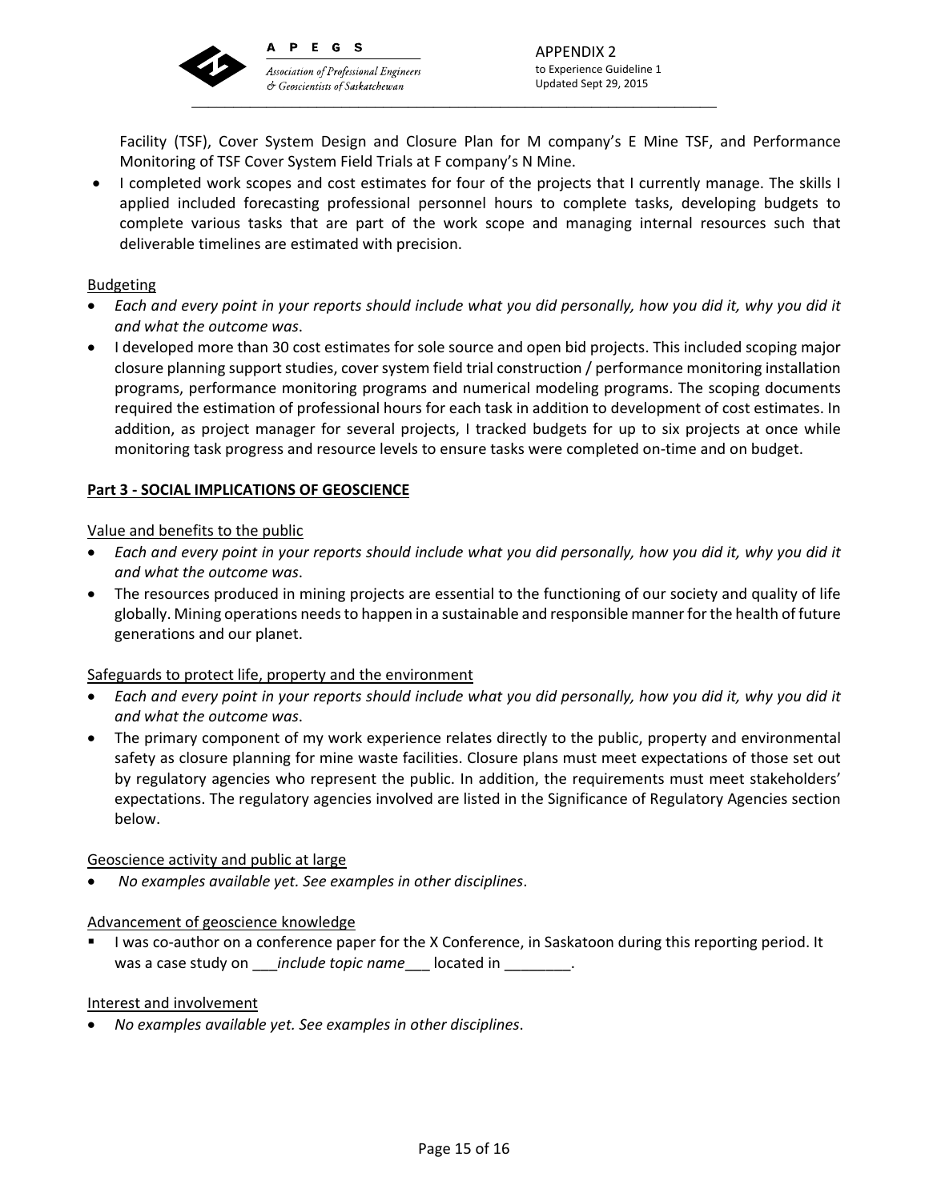Facility (TSF), Cover System Design and Closure Plan for M company's E Mine TSF, and Performance Monitoring of TSF Cover System Field Trials at F company's N Mine.

- I completed work scopes and cost estimates for four of the projects that I currently manage. The skills I applied included forecasting professional personnel hours to complete tasks, developing budgets to complete various tasks that are part of the work scope and managing internal resources such that deliverable timelines are estimated with precision.

Budgeting

- *Each and every point in your reports should include what you did personally, how you did it, why you did it and what the outcome was*.
- I developed more than 30 cost estimates for sole source and open bid projects. This included scoping major closure planning support studies, cover system field trial construction / performance monitoring installation programs, performance monitoring programs and numerical modeling programs. The scoping documents required the estimation of professional hours for each task in addition to development of cost estimates. In addition, as project manager for several projects, I tracked budgets for up to six projects at once while monitoring task progress and resource levels to ensure tasks were completed on-time and on budget.

**Part 3 - SOCIAL IMPLICATIONS OF GEOSCIENCE**

Value and benefits to the public

- *Each and every point in your reports should include what you did personally, how you did it, why you did it and what the outcome was*.
- The resources produced in mining projects are essential to the functioning of our society and quality of life globally. Mining operations needs to happen in a sustainable and responsible manner for the health of future generations and our planet.

Safeguards to protect life, property and the environment

- *Each and every point in your reports should include what you did personally, how you did it, why you did it and what the outcome was*.
- The primary component of my work experience relates directly to the public, property and environmental safety as closure planning for mine waste facilities. Closure plans must meet expectations of those set out by regulatory agencies who represent the public. In addition, the requirements must meet stakeholders' expectations. The regulatory agencies involved are listed in the Significance of Regulatory Agencies section below.

Geoscience activity and public at large

- *No examples available yet. See examples in other disciplines*.

Advancement of geoscience knowledge

- I was co-author on a conference paper for the X Conference, in Saskatoon during this reporting period. It was a case study on ___*include topic name*___ located in ________.

Interest and involvement

- *No examples available yet. See examples in other disciplines*.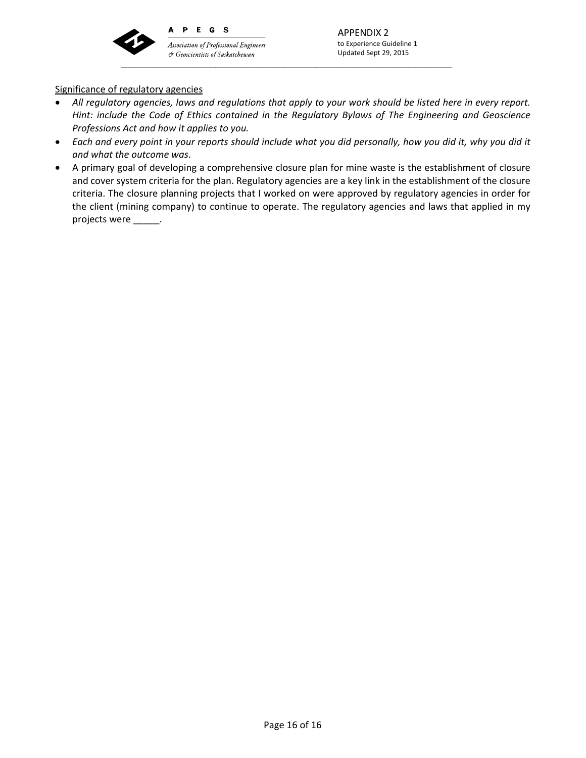Significance of regulatory agencies

- *All regulatory agencies, laws and regulations that apply to your work should be listed here in every report. Hint: include the Code of Ethics contained in the Regulatory Bylaws of The Engineering and Geoscience Professions Act and how it applies to you.*
- *Each and every point in your reports should include what you did personally, how you did it, why you did it and what the outcome was*.
- A primary goal of developing a comprehensive closure plan for mine waste is the establishment of closure and cover system criteria for the plan. Regulatory agencies are a key link in the establishment of the closure criteria. The closure planning projects that I worked on were approved by regulatory agencies in order for the client (mining company) to continue to operate. The regulatory agencies and laws that applied in my projects were _____.